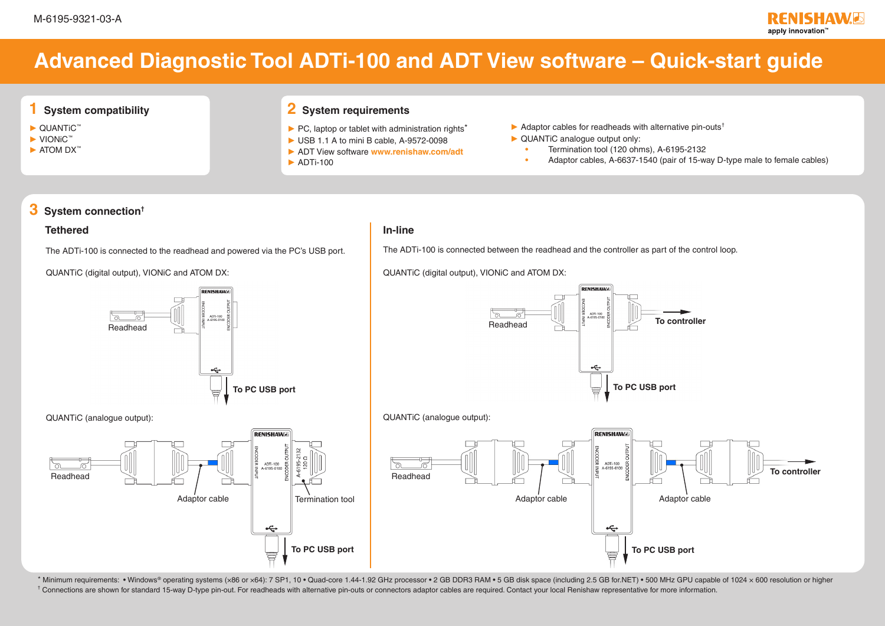M-6195-9321-03-A

# Advanced Diagnostic Tool ADTi-100 and ADT View software – Quick-start guide

## 1 System compatibility

- QUANTiC™
- VIONiC™
- ATOM DX™

## 2 System requirements

- PC, laptop or tablet with administration rights*
- USB 1.1 A to mini B cable, A-9572-0098
- ADT View software www.renishaw.com/adt
- ADTi-100
- Adaptor cables for readheads with alternative pin-outs†
- QUANTiC analogue output only:
  - Termination tool (120 ohms), A-6195-2132
  - Adaptor cables, A-6637-1540 (pair of 15-way D-type male to female cables)

## 3 System connection†

### Tethered

The ADTi-100 is connected to the readhead and powered via the PC's USB port.

QUANTiC (digital output), VIONiC and ATOM DX:

Readhead — ENCODER INPUT — ADTi-100 A-6195-0100 — ENCODER OUTPUT — To PC USB port

QUANTiC (analogue output):

Readhead — Adaptor cable — ENCODER INPUT — ADTi-100 A-6195-0100 — ENCODER OUTPUT — Termination tool (A-6195-2132 120 Ω) — To PC USB port

### In-line

The ADTi-100 is connected between the readhead and the controller as part of the control loop.

QUANTiC (digital output), VIONiC and ATOM DX:

Readhead — ENCODER INPUT — ADTi-100 A-6195-0100 — ENCODER OUTPUT — To controller — To PC USB port

QUANTiC (analogue output):

Readhead — Adaptor cable — ENCODER INPUT — ADTi-100 A-6195-0100 — ENCODER OUTPUT — Adaptor cable — To controller — To PC USB port

* Minimum requirements: • Windows® operating systems (×86 or ×64): 7 SP1, 10 • Quad-core 1.44-1.92 GHz processor • 2 GB DDR3 RAM • 5 GB disk space (including 2.5 GB for.NET) • 500 MHz GPU capable of 1024 × 600 resolution or higher

† Connections are shown for standard 15-way D-type pin-out. For readheads with alternative pin-outs or connectors adaptor cables are required. Contact your local Renishaw representative for more information.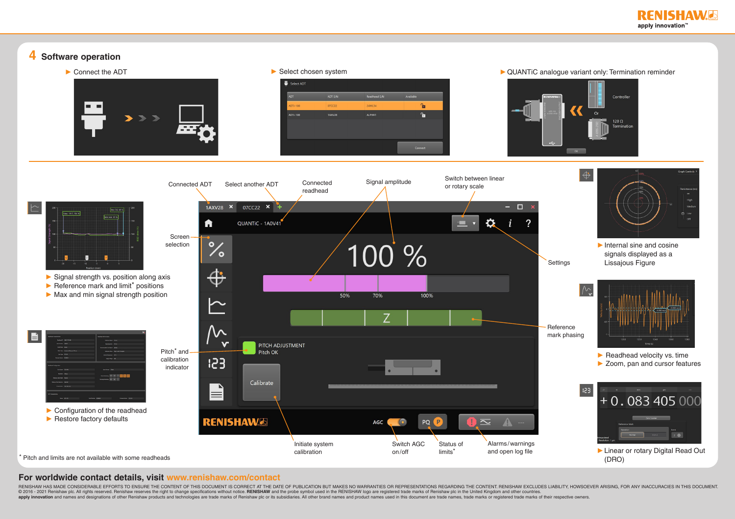## 4 Software operation

- Connect the ADT
- Select chosen system
- QUANTiC analogue variant only: Termination reminder

Connected ADT

Select another ADT

Connected readhead

Signal amplitude

Switch between linear or rotary scale

Screen selection

Settings

Reference mark phasing

Pitch* and calibration indicator

Initiate system calibration

Switch AGC on/off

Status of limits*

Alarms/warnings and open log file

- Signal strength vs. position along axis
- Reference mark and limit* positions
- Max and min signal strength position

- Configuration of the readhead
- Restore factory defaults

- Internal sine and cosine signals displayed as a Lissajous Figure

- Readhead velocity vs. time
- Zoom, pan and cursor features

- Linear or rotary Digital Read Out (DRO)

\* Pitch and limits are not available with some readheads

**For worldwide contact details, visit www.renishaw.com/contact**

RENISHAW HAS MADE CONSIDERABLE EFFORTS TO ENSURE THE CONTENT OF THIS DOCUMENT IS CORRECT AT THE DATE OF PUBLICATION BUT MAKES NO WARRANTIES OR REPRESENTATIONS REGARDING THE CONTENT. RENISHAW EXCLUDES LIABILITY, HOWSOEVER ARISING, FOR ANY INACCURACIES IN THIS DOCUMENT.
© 2016 - 2021 Renishaw plc. All rights reserved. Renishaw reserves the right to change specifications without notice. **RENISHAW** and the probe symbol used in the RENISHAW logo are registered trade marks of Renishaw plc in the United Kingdom and other countries.
**apply innovation** and names and designations of other Renishaw products and technologies are trade marks of Renishaw plc or its subsidiaries. All other brand names and product names used in this document are trade names, trade marks or registered trade marks of their respective owners.